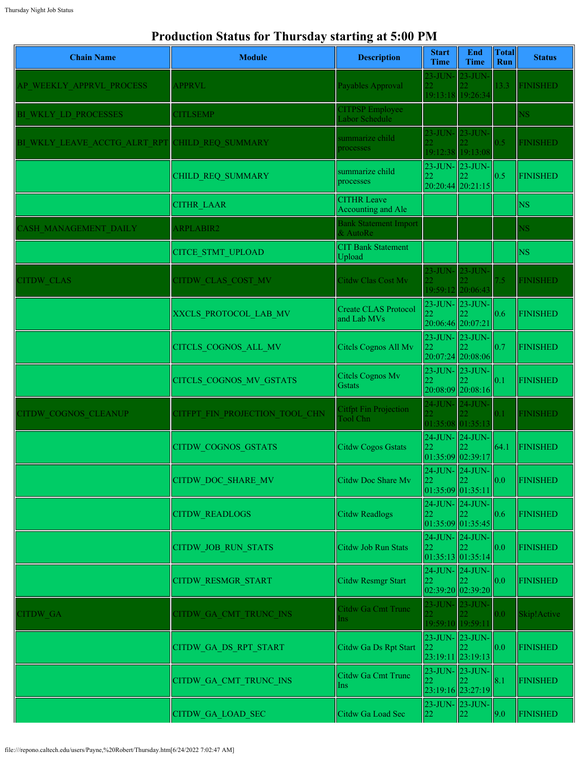# Production Status for Thursday starting at 5:00 PM

| Chain Name | Module | Description | Start Time | End Time | Total Run | Status |
|---|---|---|---|---|---|---|
| AP_WEEKLY_APPRVL_PROCESS | APPRVL | Payables Approval | 23-JUN-22 19:13:18 | 23-JUN-22 19:26:34 | 13.3 | FINISHED |
| BI_WKLY_LD_PROCESSES | CITLSEMP | CITPSP Employee Labor Schedule | | | | NS |
| BI_WKLY_LEAVE_ACCTG_ALRT_RPT | CHILD_REQ_SUMMARY | summarize child processes | 23-JUN-22 19:12:38 | 23-JUN-22 19:13:08 | 0.5 | FINISHED |
| | CHILD_REQ_SUMMARY | summarize child processes | 23-JUN-22 20:20:44 | 23-JUN-22 20:21:15 | 0.5 | FINISHED |
| | CITHR_LAAR | CITHR Leave Accounting and Ale | | | | NS |
| CASH_MANAGEMENT_DAILY | ARPLABIR2 | Bank Statement Import & AutoRe | | | | NS |
| | CITCE_STMT_UPLOAD | CIT Bank Statement Upload | | | | NS |
| CITDW_CLAS | CITDW_CLAS_COST_MV | Citdw Clas Cost Mv | 23-JUN-22 19:59:12 | 23-JUN-22 20:06:43 | 7.5 | FINISHED |
| | XXCLS_PROTOCOL_LAB_MV | Create CLAS Protocol and Lab MVs | 23-JUN-22 20:06:46 | 23-JUN-22 20:07:21 | 0.6 | FINISHED |
| | CITCLS_COGNOS_ALL_MV | Citcls Cognos All Mv | 23-JUN-22 20:07:24 | 23-JUN-22 20:08:06 | 0.7 | FINISHED |
| | CITCLS_COGNOS_MV_GSTATS | Citcls Cognos Mv Gstats | 23-JUN-22 20:08:09 | 23-JUN-22 20:08:16 | 0.1 | FINISHED |
| CITDW_COGNOS_CLEANUP | CITFPT_FIN_PROJECTION_TOOL_CHN | Citfpt Fin Projection Tool Chn | 24-JUN-22 01:35:08 | 24-JUN-22 01:35:13 | 0.1 | FINISHED |
| | CITDW_COGNOS_GSTATS | Citdw Cogos Gstats | 24-JUN-22 01:35:09 | 24-JUN-22 02:39:17 | 64.1 | FINISHED |
| | CITDW_DOC_SHARE_MV | Citdw Doc Share Mv | 24-JUN-22 01:35:09 | 24-JUN-22 01:35:11 | 0.0 | FINISHED |
| | CITDW_READLOGS | Citdw Readlogs | 24-JUN-22 01:35:09 | 24-JUN-22 01:35:45 | 0.6 | FINISHED |
| | CITDW_JOB_RUN_STATS | Citdw Job Run Stats | 24-JUN-22 01:35:13 | 24-JUN-22 01:35:14 | 0.0 | FINISHED |
| | CITDW_RESMGR_START | Citdw Resmgr Start | 24-JUN-22 02:39:20 | 24-JUN-22 02:39:20 | 0.0 | FINISHED |
| CITDW_GA | CITDW_GA_CMT_TRUNC_INS | Citdw Ga Cmt Trunc Ins | 23-JUN-22 19:59:10 | 23-JUN-22 19:59:11 | 0.0 | Skip!Active |
| | CITDW_GA_DS_RPT_START | Citdw Ga Ds Rpt Start | 23-JUN-22 23:19:11 | 23-JUN-22 23:19:13 | 0.0 | FINISHED |
| | CITDW_GA_CMT_TRUNC_INS | Citdw Ga Cmt Trunc Ins | 23-JUN-22 23:19:16 | 23-JUN-22 23:27:19 | 8.1 | FINISHED |
| | CITDW_GA_LOAD_SEC | Citdw Ga Load Sec | 23-JUN-22 | 23-JUN-22 | 9.0 | FINISHED |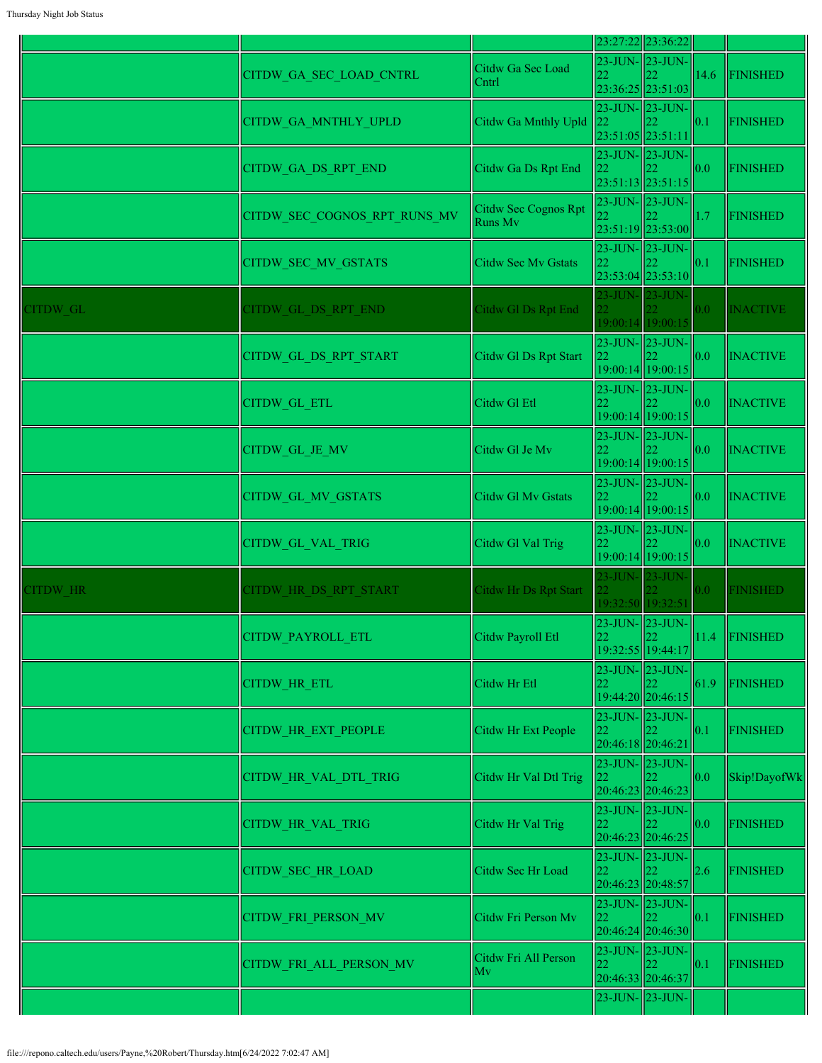| | | | | | | |
|---|---|---|---|---|---|---|
| | | | 23:27:22 | 23:36:22 | | |
| | CITDW_GA_SEC_LOAD_CNTRL | Citdw Ga Sec Load Cntrl | 23-JUN-22 23:36:25 | 23-JUN-22 23:51:03 | 14.6 | FINISHED |
| | CITDW_GA_MNTHLY_UPLD | Citdw Ga Mnthly Upld | 23-JUN-22 23:51:05 | 23-JUN-22 23:51:11 | 0.1 | FINISHED |
| | CITDW_GA_DS_RPT_END | Citdw Ga Ds Rpt End | 23-JUN-22 23:51:13 | 23-JUN-22 23:51:15 | 0.0 | FINISHED |
| | CITDW_SEC_COGNOS_RPT_RUNS_MV | Citdw Sec Cognos Rpt Runs Mv | 23-JUN-22 23:51:19 | 23-JUN-22 23:53:00 | 1.7 | FINISHED |
| | CITDW_SEC_MV_GSTATS | Citdw Sec Mv Gstats | 23-JUN-22 23:53:04 | 23-JUN-22 23:53:10 | 0.1 | FINISHED |
| CITDW_GL | CITDW_GL_DS_RPT_END | Citdw Gl Ds Rpt End | 23-JUN-22 19:00:14 | 23-JUN-22 19:00:15 | 0.0 | INACTIVE |
| | CITDW_GL_DS_RPT_START | Citdw Gl Ds Rpt Start | 23-JUN-22 19:00:14 | 23-JUN-22 19:00:15 | 0.0 | INACTIVE |
| | CITDW_GL_ETL | Citdw Gl Etl | 23-JUN-22 19:00:14 | 23-JUN-22 19:00:15 | 0.0 | INACTIVE |
| | CITDW_GL_JE_MV | Citdw Gl Je Mv | 23-JUN-22 19:00:14 | 23-JUN-22 19:00:15 | 0.0 | INACTIVE |
| | CITDW_GL_MV_GSTATS | Citdw Gl Mv Gstats | 23-JUN-22 19:00:14 | 23-JUN-22 19:00:15 | 0.0 | INACTIVE |
| | CITDW_GL_VAL_TRIG | Citdw Gl Val Trig | 23-JUN-22 19:00:14 | 23-JUN-22 19:00:15 | 0.0 | INACTIVE |
| CITDW_HR | CITDW_HR_DS_RPT_START | Citdw Hr Ds Rpt Start | 23-JUN-22 19:32:50 | 23-JUN-22 19:32:51 | 0.0 | FINISHED |
| | CITDW_PAYROLL_ETL | Citdw Payroll Etl | 23-JUN-22 19:32:55 | 23-JUN-22 19:44:17 | 11.4 | FINISHED |
| | CITDW_HR_ETL | Citdw Hr Etl | 23-JUN-22 19:44:20 | 23-JUN-22 20:46:15 | 61.9 | FINISHED |
| | CITDW_HR_EXT_PEOPLE | Citdw Hr Ext People | 23-JUN-22 20:46:18 | 23-JUN-22 20:46:21 | 0.1 | FINISHED |
| | CITDW_HR_VAL_DTL_TRIG | Citdw Hr Val Dtl Trig | 23-JUN-22 20:46:23 | 23-JUN-22 20:46:23 | 0.0 | Skip!DayofWk |
| | CITDW_HR_VAL_TRIG | Citdw Hr Val Trig | 23-JUN-22 20:46:23 | 23-JUN-22 20:46:25 | 0.0 | FINISHED |
| | CITDW_SEC_HR_LOAD | Citdw Sec Hr Load | 23-JUN-22 20:46:23 | 23-JUN-22 20:48:57 | 2.6 | FINISHED |
| | CITDW_FRI_PERSON_MV | Citdw Fri Person Mv | 23-JUN-22 20:46:24 | 23-JUN-22 20:46:30 | 0.1 | FINISHED |
| | CITDW_FRI_ALL_PERSON_MV | Citdw Fri All Person Mv | 23-JUN-22 20:46:33 | 23-JUN-22 20:46:37 | 0.1 | FINISHED |
| | | | 23-JUN- | 23-JUN- | | |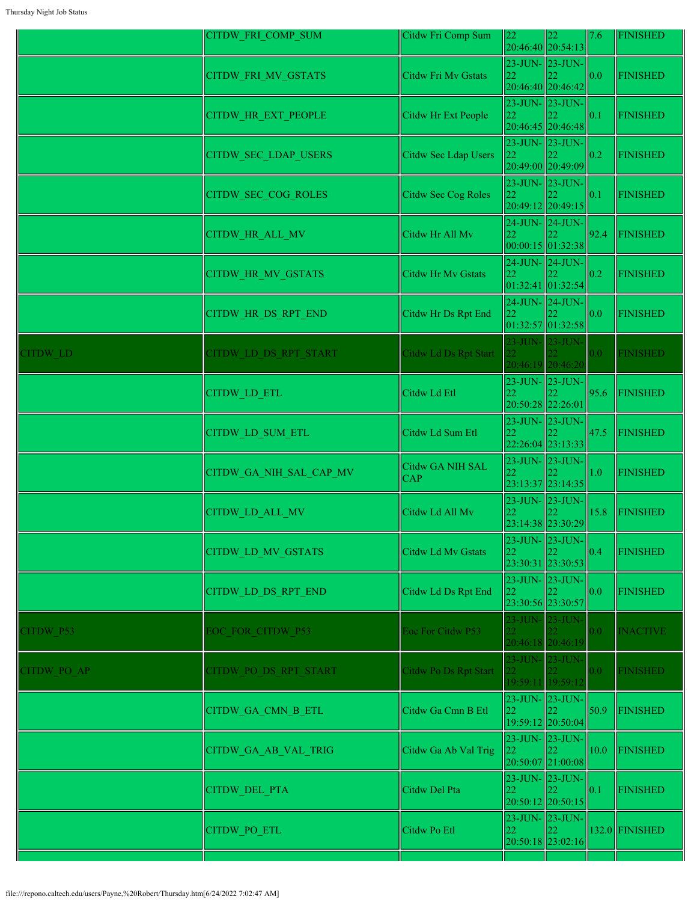| | | | | | | |
|---|---|---|---|---|---|---|
| | CITDW_FRI_COMP_SUM | Citdw Fri Comp Sum | 22 20:46:40 | 22 20:54:13 | 7.6 | FINISHED |
| | CITDW_FRI_MV_GSTATS | Citdw Fri Mv Gstats | 23-JUN-22 20:46:40 | 23-JUN-22 20:46:42 | 0.0 | FINISHED |
| | CITDW_HR_EXT_PEOPLE | Citdw Hr Ext People | 23-JUN-22 20:46:45 | 23-JUN-22 20:46:48 | 0.1 | FINISHED |
| | CITDW_SEC_LDAP_USERS | Citdw Sec Ldap Users | 23-JUN-22 20:49:00 | 23-JUN-22 20:49:09 | 0.2 | FINISHED |
| | CITDW_SEC_COG_ROLES | Citdw Sec Cog Roles | 23-JUN-22 20:49:12 | 23-JUN-22 20:49:15 | 0.1 | FINISHED |
| | CITDW_HR_ALL_MV | Citdw Hr All Mv | 24-JUN-22 00:00:15 | 24-JUN-22 01:32:38 | 92.4 | FINISHED |
| | CITDW_HR_MV_GSTATS | Citdw Hr Mv Gstats | 24-JUN-22 01:32:41 | 24-JUN-22 01:32:54 | 0.2 | FINISHED |
| | CITDW_HR_DS_RPT_END | Citdw Hr Ds Rpt End | 24-JUN-22 01:32:57 | 24-JUN-22 01:32:58 | 0.0 | FINISHED |
| CITDW_LD | CITDW_LD_DS_RPT_START | Citdw Ld Ds Rpt Start | 23-JUN-22 20:46:19 | 23-JUN-22 20:46:20 | 0.0 | FINISHED |
| | CITDW_LD_ETL | Citdw Ld Etl | 23-JUN-22 20:50:28 | 23-JUN-22 22:26:01 | 95.6 | FINISHED |
| | CITDW_LD_SUM_ETL | Citdw Ld Sum Etl | 23-JUN-22 22:26:04 | 23-JUN-22 23:13:33 | 47.5 | FINISHED |
| | CITDW_GA_NIH_SAL_CAP_MV | Citdw GA NIH SAL CAP | 23-JUN-22 23:13:37 | 23-JUN-22 23:14:35 | 1.0 | FINISHED |
| | CITDW_LD_ALL_MV | Citdw Ld All Mv | 23-JUN-22 23:14:38 | 23-JUN-22 23:30:29 | 15.8 | FINISHED |
| | CITDW_LD_MV_GSTATS | Citdw Ld Mv Gstats | 23-JUN-22 23:30:31 | 23-JUN-22 23:30:53 | 0.4 | FINISHED |
| | CITDW_LD_DS_RPT_END | Citdw Ld Ds Rpt End | 23-JUN-22 23:30:56 | 23-JUN-22 23:30:57 | 0.0 | FINISHED |
| CITDW_P53 | EOC_FOR_CITDW_P53 | Eoc For Citdw P53 | 23-JUN-22 20:46:18 | 23-JUN-22 20:46:19 | 0.0 | INACTIVE |
| CITDW_PO_AP | CITDW_PO_DS_RPT_START | Citdw Po Ds Rpt Start | 23-JUN-22 19:59:11 | 23-JUN-22 19:59:12 | 0.0 | FINISHED |
| | CITDW_GA_CMN_B_ETL | Citdw Ga Cmn B Etl | 23-JUN-22 19:59:12 | 23-JUN-22 20:50:04 | 50.9 | FINISHED |
| | CITDW_GA_AB_VAL_TRIG | Citdw Ga Ab Val Trig | 23-JUN-22 20:50:07 | 23-JUN-22 21:00:08 | 10.0 | FINISHED |
| | CITDW_DEL_PTA | Citdw Del Pta | 23-JUN-22 20:50:12 | 23-JUN-22 20:50:15 | 0.1 | FINISHED |
| | CITDW_PO_ETL | Citdw Po Etl | 23-JUN-22 20:50:18 | 23-JUN-22 23:02:16 | 132.0 | FINISHED |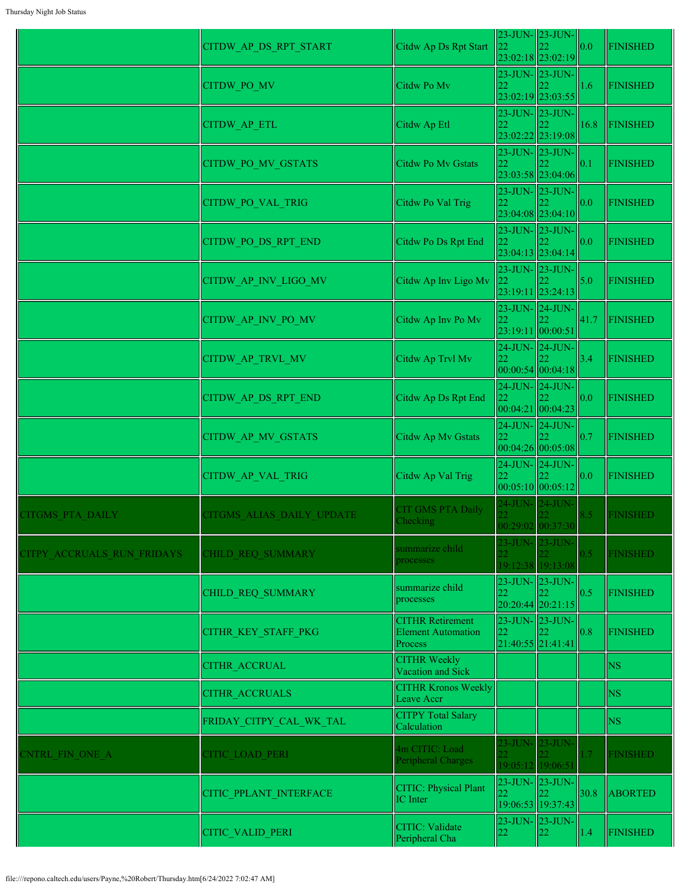| | | | | | | |
|---|---|---|---|---|---|---|
| | CITDW_AP_DS_RPT_START | Citdw Ap Ds Rpt Start | 23-JUN-22 23:02:18 | 23-JUN-22 23:02:19 | 0.0 | FINISHED |
| | CITDW_PO_MV | Citdw Po Mv | 23-JUN-22 23:02:19 | 23-JUN-22 23:03:55 | 1.6 | FINISHED |
| | CITDW_AP_ETL | Citdw Ap Etl | 23-JUN-22 23:02:22 | 23-JUN-22 23:19:08 | 16.8 | FINISHED |
| | CITDW_PO_MV_GSTATS | Citdw Po Mv Gstats | 23-JUN-22 23:03:58 | 23-JUN-22 23:04:06 | 0.1 | FINISHED |
| | CITDW_PO_VAL_TRIG | Citdw Po Val Trig | 23-JUN-22 23:04:08 | 23-JUN-22 23:04:10 | 0.0 | FINISHED |
| | CITDW_PO_DS_RPT_END | Citdw Po Ds Rpt End | 23-JUN-22 23:04:13 | 23-JUN-22 23:04:14 | 0.0 | FINISHED |
| | CITDW_AP_INV_LIGO_MV | Citdw Ap Inv Ligo Mv | 23-JUN-22 23:19:11 | 23-JUN-22 23:24:13 | 5.0 | FINISHED |
| | CITDW_AP_INV_PO_MV | Citdw Ap Inv Po Mv | 23-JUN-22 23:19:11 | 24-JUN-22 00:00:51 | 41.7 | FINISHED |
| | CITDW_AP_TRVL_MV | Citdw Ap Trvl Mv | 24-JUN-22 00:00:54 | 24-JUN-22 00:04:18 | 3.4 | FINISHED |
| | CITDW_AP_DS_RPT_END | Citdw Ap Ds Rpt End | 24-JUN-22 00:04:21 | 24-JUN-22 00:04:23 | 0.0 | FINISHED |
| | CITDW_AP_MV_GSTATS | Citdw Ap Mv Gstats | 24-JUN-22 00:04:26 | 24-JUN-22 00:05:08 | 0.7 | FINISHED |
| | CITDW_AP_VAL_TRIG | Citdw Ap Val Trig | 24-JUN-22 00:05:10 | 24-JUN-22 00:05:12 | 0.0 | FINISHED |
| CITGMS_PTA_DAILY | CITGMS_ALIAS_DAILY_UPDATE | CIT GMS PTA Daily Checking | 24-JUN-22 00:29:02 | 24-JUN-22 00:37:30 | 8.5 | FINISHED |
| CITPY_ACCRUALS_RUN_FRIDAYS | CHILD_REQ_SUMMARY | summarize child processes | 23-JUN-22 19:12:38 | 23-JUN-22 19:13:08 | 0.5 | FINISHED |
| | CHILD_REQ_SUMMARY | summarize child processes | 23-JUN-22 20:20:44 | 23-JUN-22 20:21:15 | 0.5 | FINISHED |
| | CITHR_KEY_STAFF_PKG | CITHR Retirement Element Automation Process | 23-JUN-22 21:40:55 | 23-JUN-22 21:41:41 | 0.8 | FINISHED |
| | CITHR_ACCRUAL | CITHR Weekly Vacation and Sick | | | | NS |
| | CITHR_ACCRUALS | CITHR Kronos Weekly Leave Accr | | | | NS |
| | FRIDAY_CITPY_CAL_WK_TAL | CITPY Total Salary Calculation | | | | NS |
| CNTRL_FIN_ONE_A | CITIC_LOAD_PERI | 4m CITIC: Load Peripheral Charges | 23-JUN-22 19:05:12 | 23-JUN-22 19:06:51 | 1.7 | FINISHED |
| | CITIC_PPLANT_INTERFACE | CITIC: Physical Plant IC Inter | 23-JUN-22 19:06:53 | 23-JUN-22 19:37:43 | 30.8 | ABORTED |
| | CITIC_VALID_PERI | CITIC: Validate Peripheral Cha | 23-JUN-22 | 23-JUN-22 | 1.4 | FINISHED |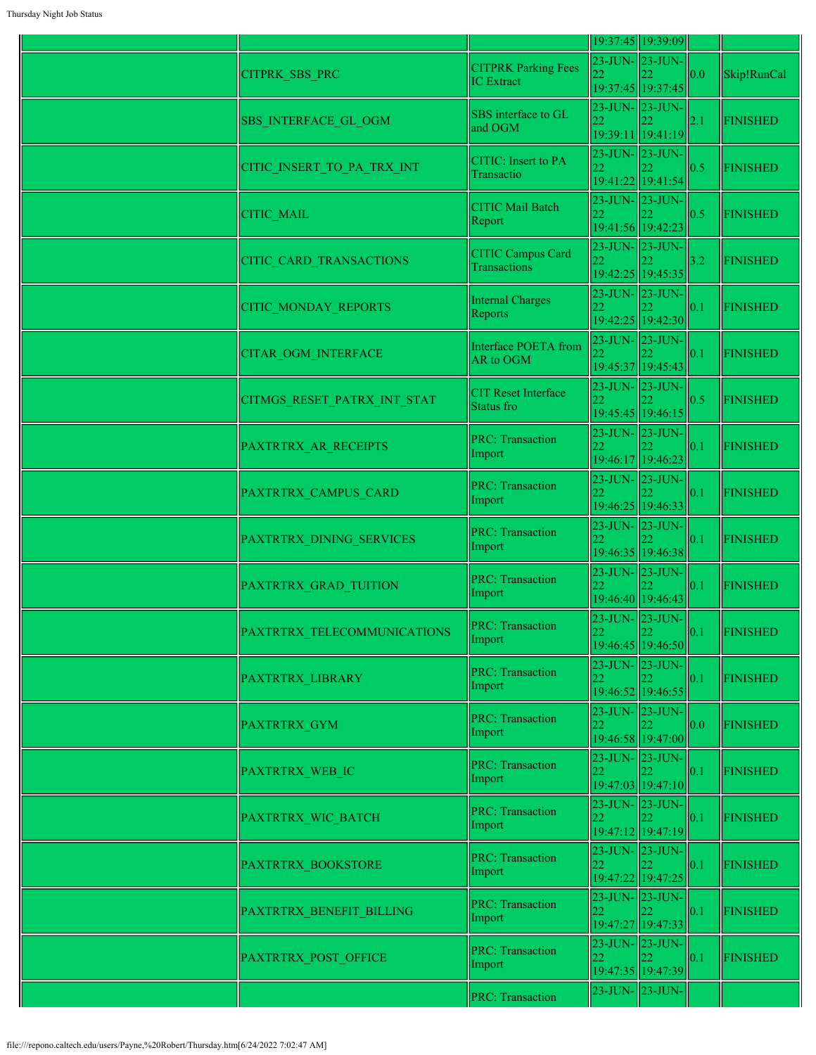| | | | | | | |
|---|---|---|---|---|---|---|
| | | | 19:37:45 | 19:39:09 | | |
| | CITPRK_SBS_PRC | CITPRK Parking Fees IC Extract | 23-JUN-22 19:37:45 | 23-JUN-22 19:37:45 | 0.0 | Skip!RunCal |
| | SBS_INTERFACE_GL_OGM | SBS interface to GL and OGM | 23-JUN-22 19:39:11 | 23-JUN-22 19:41:19 | 2.1 | FINISHED |
| | CITIC_INSERT_TO_PA_TRX_INT | CITIC: Insert to PA Transactio | 23-JUN-22 19:41:22 | 23-JUN-22 19:41:54 | 0.5 | FINISHED |
| | CITIC_MAIL | CITIC Mail Batch Report | 23-JUN-22 19:41:56 | 23-JUN-22 19:42:23 | 0.5 | FINISHED |
| | CITIC_CARD_TRANSACTIONS | CITIC Campus Card Transactions | 23-JUN-22 19:42:25 | 23-JUN-22 19:45:35 | 3.2 | FINISHED |
| | CITIC_MONDAY_REPORTS | Internal Charges Reports | 23-JUN-22 19:42:25 | 23-JUN-22 19:42:30 | 0.1 | FINISHED |
| | CITAR_OGM_INTERFACE | Interface POETA from AR to OGM | 23-JUN-22 19:45:37 | 23-JUN-22 19:45:43 | 0.1 | FINISHED |
| | CITMGS_RESET_PATRX_INT_STAT | CIT Reset Interface Status fro | 23-JUN-22 19:45:45 | 23-JUN-22 19:46:15 | 0.5 | FINISHED |
| | PAXTRTRX_AR_RECEIPTS | PRC: Transaction Import | 23-JUN-22 19:46:17 | 23-JUN-22 19:46:23 | 0.1 | FINISHED |
| | PAXTRTRX_CAMPUS_CARD | PRC: Transaction Import | 23-JUN-22 19:46:25 | 23-JUN-22 19:46:33 | 0.1 | FINISHED |
| | PAXTRTRX_DINING_SERVICES | PRC: Transaction Import | 23-JUN-22 19:46:35 | 23-JUN-22 19:46:38 | 0.1 | FINISHED |
| | PAXTRTRX_GRAD_TUITION | PRC: Transaction Import | 23-JUN-22 19:46:40 | 23-JUN-22 19:46:43 | 0.1 | FINISHED |
| | PAXTRTRX_TELECOMMUNICATIONS | PRC: Transaction Import | 23-JUN-22 19:46:45 | 23-JUN-22 19:46:50 | 0.1 | FINISHED |
| | PAXTRTRX_LIBRARY | PRC: Transaction Import | 23-JUN-22 19:46:52 | 23-JUN-22 19:46:55 | 0.1 | FINISHED |
| | PAXTRTRX_GYM | PRC: Transaction Import | 23-JUN-22 19:46:58 | 23-JUN-22 19:47:00 | 0.0 | FINISHED |
| | PAXTRTRX_WEB_IC | PRC: Transaction Import | 23-JUN-22 19:47:03 | 23-JUN-22 19:47:10 | 0.1 | FINISHED |
| | PAXTRTRX_WIC_BATCH | PRC: Transaction Import | 23-JUN-22 19:47:12 | 23-JUN-22 19:47:19 | 0.1 | FINISHED |
| | PAXTRTRX_BOOKSTORE | PRC: Transaction Import | 23-JUN-22 19:47:22 | 23-JUN-22 19:47:25 | 0.1 | FINISHED |
| | PAXTRTRX_BENEFIT_BILLING | PRC: Transaction Import | 23-JUN-22 19:47:27 | 23-JUN-22 19:47:33 | 0.1 | FINISHED |
| | PAXTRTRX_POST_OFFICE | PRC: Transaction Import | 23-JUN-22 19:47:35 | 23-JUN-22 19:47:39 | 0.1 | FINISHED |
| | | PRC: Transaction | 23-JUN- | 23-JUN- | | |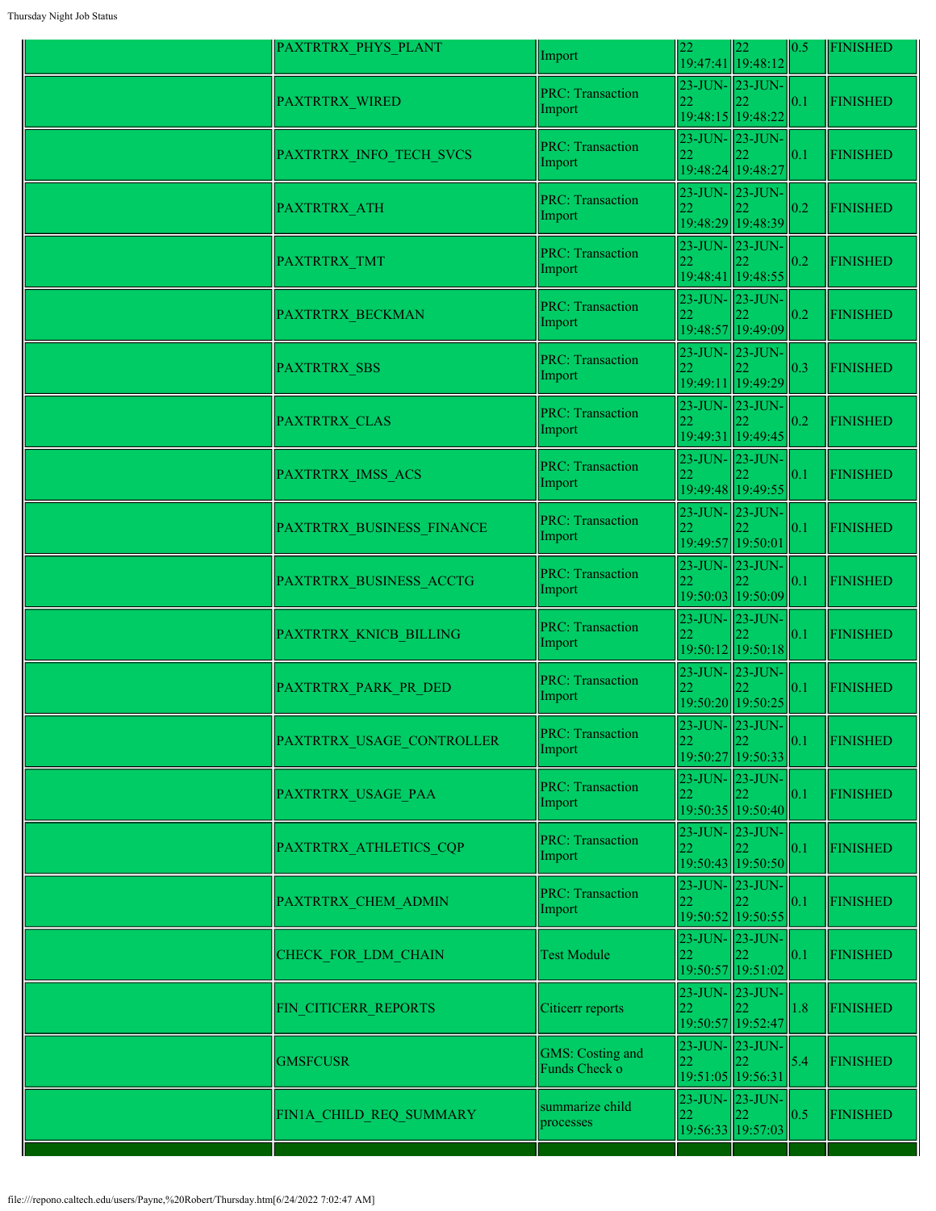| | | | | | | |
|---|---|---|---|---|---|---|
| | PAXTRTRX_PHYS_PLANT | Import | 22 19:47:41 | 22 19:48:12 | 0.5 | FINISHED |
| | PAXTRTRX_WIRED | PRC: Transaction Import | 23-JUN-22 19:48:15 | 23-JUN-22 19:48:22 | 0.1 | FINISHED |
| | PAXTRTRX_INFO_TECH_SVCS | PRC: Transaction Import | 23-JUN-22 19:48:24 | 23-JUN-22 19:48:27 | 0.1 | FINISHED |
| | PAXTRTRX_ATH | PRC: Transaction Import | 23-JUN-22 19:48:29 | 23-JUN-22 19:48:39 | 0.2 | FINISHED |
| | PAXTRTRX_TMT | PRC: Transaction Import | 23-JUN-22 19:48:41 | 23-JUN-22 19:48:55 | 0.2 | FINISHED |
| | PAXTRTRX_BECKMAN | PRC: Transaction Import | 23-JUN-22 19:48:57 | 23-JUN-22 19:49:09 | 0.2 | FINISHED |
| | PAXTRTRX_SBS | PRC: Transaction Import | 23-JUN-22 19:49:11 | 23-JUN-22 19:49:29 | 0.3 | FINISHED |
| | PAXTRTRX_CLAS | PRC: Transaction Import | 23-JUN-22 19:49:31 | 23-JUN-22 19:49:45 | 0.2 | FINISHED |
| | PAXTRTRX_IMSS_ACS | PRC: Transaction Import | 23-JUN-22 19:49:48 | 23-JUN-22 19:49:55 | 0.1 | FINISHED |
| | PAXTRTRX_BUSINESS_FINANCE | PRC: Transaction Import | 23-JUN-22 19:49:57 | 23-JUN-22 19:50:01 | 0.1 | FINISHED |
| | PAXTRTRX_BUSINESS_ACCTG | PRC: Transaction Import | 23-JUN-22 19:50:03 | 23-JUN-22 19:50:09 | 0.1 | FINISHED |
| | PAXTRTRX_KNICB_BILLING | PRC: Transaction Import | 23-JUN-22 19:50:12 | 23-JUN-22 19:50:18 | 0.1 | FINISHED |
| | PAXTRTRX_PARK_PR_DED | PRC: Transaction Import | 23-JUN-22 19:50:20 | 23-JUN-22 19:50:25 | 0.1 | FINISHED |
| | PAXTRTRX_USAGE_CONTROLLER | PRC: Transaction Import | 23-JUN-22 19:50:27 | 23-JUN-22 19:50:33 | 0.1 | FINISHED |
| | PAXTRTRX_USAGE_PAA | PRC: Transaction Import | 23-JUN-22 19:50:35 | 23-JUN-22 19:50:40 | 0.1 | FINISHED |
| | PAXTRTRX_ATHLETICS_CQP | PRC: Transaction Import | 23-JUN-22 19:50:43 | 23-JUN-22 19:50:50 | 0.1 | FINISHED |
| | PAXTRTRX_CHEM_ADMIN | PRC: Transaction Import | 23-JUN-22 19:50:52 | 23-JUN-22 19:50:55 | 0.1 | FINISHED |
| | CHECK_FOR_LDM_CHAIN | Test Module | 23-JUN-22 19:50:57 | 23-JUN-22 19:51:02 | 0.1 | FINISHED |
| | FIN_CITICERR_REPORTS | Citicerr reports | 23-JUN-22 19:50:57 | 23-JUN-22 19:52:47 | 1.8 | FINISHED |
| | GMSFCUSR | GMS: Costing and Funds Check o | 23-JUN-22 19:51:05 | 23-JUN-22 19:56:31 | 5.4 | FINISHED |
| | FIN1A_CHILD_REQ_SUMMARY | summarize child processes | 23-JUN-22 19:56:33 | 23-JUN-22 19:57:03 | 0.5 | FINISHED |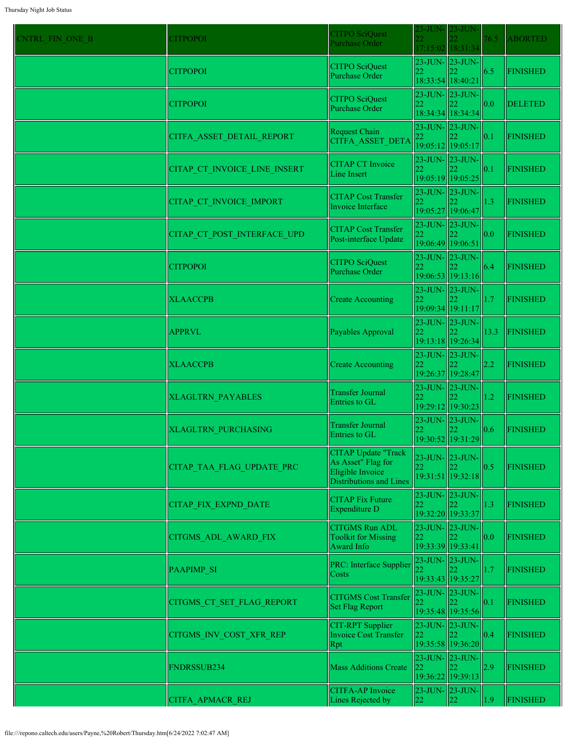| CNTRL_FIN_ONE_B | CITPOPOI | CITPO SciQuest Purchase Order | 23-JUN-22 17:15:02 | 23-JUN-22 18:31:34 | 76.5 | ABORTED |
|---|---|---|---|---|---|---|
| | CITPOPOI | CITPO SciQuest Purchase Order | 23-JUN-22 18:33:54 | 23-JUN-22 18:40:21 | 6.5 | FINISHED |
| | CITPOPOI | CITPO SciQuest Purchase Order | 23-JUN-22 18:34:34 | 23-JUN-22 18:34:34 | 0.0 | DELETED |
| | CITFA_ASSET_DETAIL_REPORT | Request Chain CITFA_ASSET_DETA | 23-JUN-22 19:05:12 | 23-JUN-22 19:05:17 | 0.1 | FINISHED |
| | CITAP_CT_INVOICE_LINE_INSERT | CITAP CT Invoice Line Insert | 23-JUN-22 19:05:19 | 23-JUN-22 19:05:25 | 0.1 | FINISHED |
| | CITAP_CT_INVOICE_IMPORT | CITAP Cost Transfer Invoice Interface | 23-JUN-22 19:05:27 | 23-JUN-22 19:06:47 | 1.3 | FINISHED |
| | CITAP_CT_POST_INTERFACE_UPD | CITAP Cost Transfer Post-interface Update | 23-JUN-22 19:06:49 | 23-JUN-22 19:06:51 | 0.0 | FINISHED |
| | CITPOPOI | CITPO SciQuest Purchase Order | 23-JUN-22 19:06:53 | 23-JUN-22 19:13:16 | 6.4 | FINISHED |
| | XLAACCPB | Create Accounting | 23-JUN-22 19:09:34 | 23-JUN-22 19:11:17 | 1.7 | FINISHED |
| | APPRVL | Payables Approval | 23-JUN-22 19:13:18 | 23-JUN-22 19:26:34 | 13.3 | FINISHED |
| | XLAACCPB | Create Accounting | 23-JUN-22 19:26:37 | 23-JUN-22 19:28:47 | 2.2 | FINISHED |
| | XLAGLTRN_PAYABLES | Transfer Journal Entries to GL | 23-JUN-22 19:29:12 | 23-JUN-22 19:30:23 | 1.2 | FINISHED |
| | XLAGLTRN_PURCHASING | Transfer Journal Entries to GL | 23-JUN-22 19:30:52 | 23-JUN-22 19:31:29 | 0.6 | FINISHED |
| | CITAP_TAA_FLAG_UPDATE_PRC | CITAP Update "Track As Asset" Flag for Eligible Invoice Distributions and Lines | 23-JUN-22 19:31:51 | 23-JUN-22 19:32:18 | 0.5 | FINISHED |
| | CITAP_FIX_EXPND_DATE | CITAP Fix Future Expenditure D | 23-JUN-22 19:32:20 | 23-JUN-22 19:33:37 | 1.3 | FINISHED |
| | CITGMS_ADL_AWARD_FIX | CITGMS Run ADL Toolkit for Missing Award Info | 23-JUN-22 19:33:39 | 23-JUN-22 19:33:41 | 0.0 | FINISHED |
| | PAAPIMP_SI | PRC: Interface Supplier Costs | 23-JUN-22 19:33:43 | 23-JUN-22 19:35:27 | 1.7 | FINISHED |
| | CITGMS_CT_SET_FLAG_REPORT | CITGMS Cost Transfer Set Flag Report | 23-JUN-22 19:35:48 | 23-JUN-22 19:35:56 | 0.1 | FINISHED |
| | CITGMS_INV_COST_XFR_REP | CIT-RPT Supplier Invoice Cost Transfer Rpt | 23-JUN-22 19:35:58 | 23-JUN-22 19:36:20 | 0.4 | FINISHED |
| | FNDRSSUB234 | Mass Additions Create | 23-JUN-22 19:36:22 | 23-JUN-22 19:39:13 | 2.9 | FINISHED |
| | CITFA_APMACR_REJ | CITFA-AP Invoice Lines Rejected by | 23-JUN-22 | 23-JUN-22 | 1.9 | FINISHED |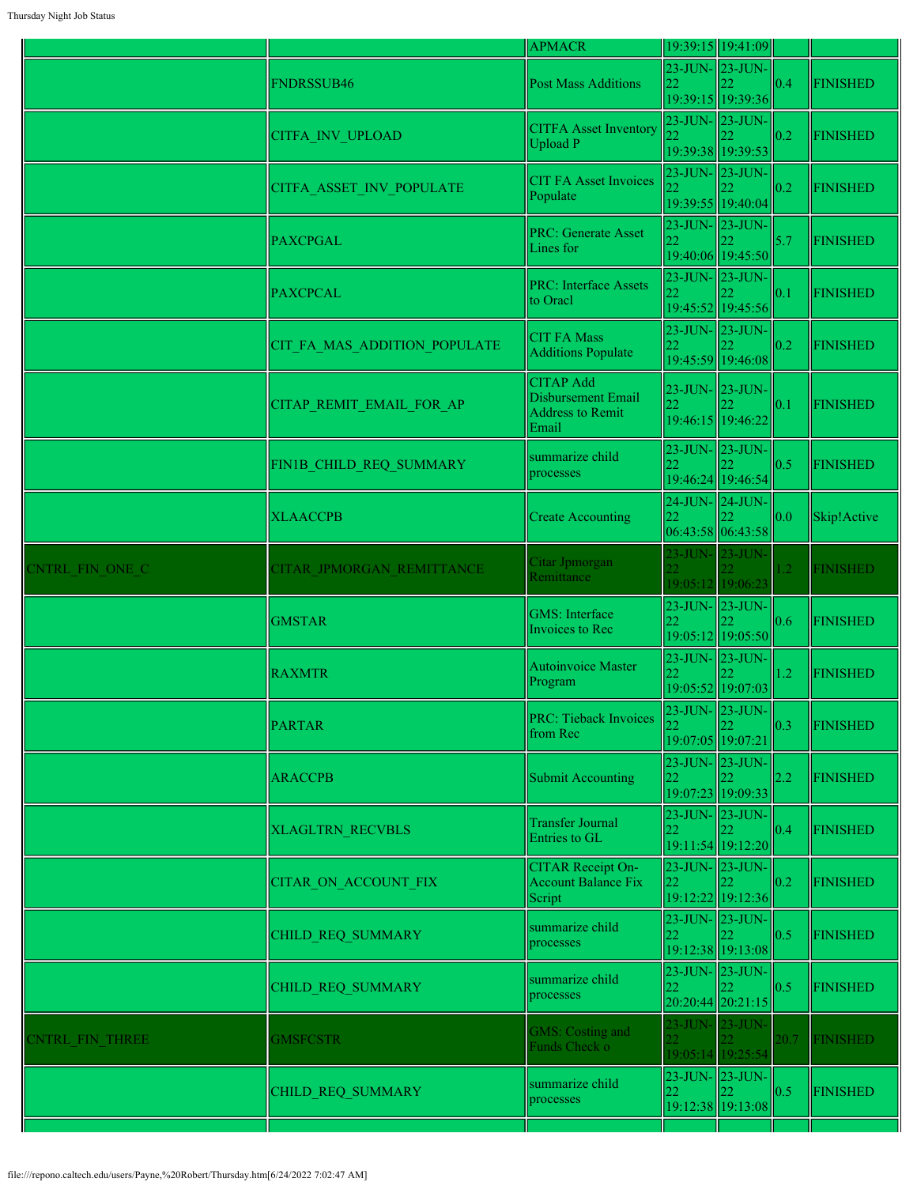|  |  | APMACR | 19:39:15 | 19:41:09 |  |  |
|---|---|---|---|---|---|---|
|  | FNDRSSUB46 | Post Mass Additions | 23-JUN-22 19:39:15 | 23-JUN-22 19:39:36 | 0.4 | FINISHED |
|  | CITFA_INV_UPLOAD | CITFA Asset Inventory Upload P | 23-JUN-22 19:39:38 | 23-JUN-22 19:39:53 | 0.2 | FINISHED |
|  | CITFA_ASSET_INV_POPULATE | CIT FA Asset Invoices Populate | 23-JUN-22 19:39:55 | 23-JUN-22 19:40:04 | 0.2 | FINISHED |
|  | PAXCPGAL | PRC: Generate Asset Lines for | 23-JUN-22 19:40:06 | 23-JUN-22 19:45:50 | 5.7 | FINISHED |
|  | PAXCPCAL | PRC: Interface Assets to Oracl | 23-JUN-22 19:45:52 | 23-JUN-22 19:45:56 | 0.1 | FINISHED |
|  | CIT_FA_MAS_ADDITION_POPULATE | CIT FA Mass Additions Populate | 23-JUN-22 19:45:59 | 23-JUN-22 19:46:08 | 0.2 | FINISHED |
|  | CITAP_REMIT_EMAIL_FOR_AP | CITAP Add Disbursement Email Address to Remit Email | 23-JUN-22 19:46:15 | 23-JUN-22 19:46:22 | 0.1 | FINISHED |
|  | FIN1B_CHILD_REQ_SUMMARY | summarize child processes | 23-JUN-22 19:46:24 | 23-JUN-22 19:46:54 | 0.5 | FINISHED |
|  | XLAACCPB | Create Accounting | 24-JUN-22 06:43:58 | 24-JUN-22 06:43:58 | 0.0 | Skip!Active |
| CNTRL_FIN_ONE_C | CITAR_JPMORGAN_REMITTANCE | Citar Jpmorgan Remittance | 23-JUN-22 19:05:12 | 23-JUN-22 19:06:23 | 1.2 | FINISHED |
|  | GMSTAR | GMS: Interface Invoices to Rec | 23-JUN-22 19:05:12 | 23-JUN-22 19:05:50 | 0.6 | FINISHED |
|  | RAXMTR | Autoinvoice Master Program | 23-JUN-22 19:05:52 | 23-JUN-22 19:07:03 | 1.2 | FINISHED |
|  | PARTAR | PRC: Tieback Invoices from Rec | 23-JUN-22 19:07:05 | 23-JUN-22 19:07:21 | 0.3 | FINISHED |
|  | ARACCPB | Submit Accounting | 23-JUN-22 19:07:23 | 23-JUN-22 19:09:33 | 2.2 | FINISHED |
|  | XLAGLTRN_RECVBLS | Transfer Journal Entries to GL | 23-JUN-22 19:11:54 | 23-JUN-22 19:12:20 | 0.4 | FINISHED |
|  | CITAR_ON_ACCOUNT_FIX | CITAR Receipt On-Account Balance Fix Script | 23-JUN-22 19:12:22 | 23-JUN-22 19:12:36 | 0.2 | FINISHED |
|  | CHILD_REQ_SUMMARY | summarize child processes | 23-JUN-22 19:12:38 | 23-JUN-22 19:13:08 | 0.5 | FINISHED |
|  | CHILD_REQ_SUMMARY | summarize child processes | 23-JUN-22 20:20:44 | 23-JUN-22 20:21:15 | 0.5 | FINISHED |
| CNTRL_FIN_THREE | GMSFCSTR | GMS: Costing and Funds Check o | 23-JUN-22 19:05:14 | 23-JUN-22 19:25:54 | 20.7 | FINISHED |
|  | CHILD_REQ_SUMMARY | summarize child processes | 23-JUN-22 19:12:38 | 23-JUN-22 19:13:08 | 0.5 | FINISHED |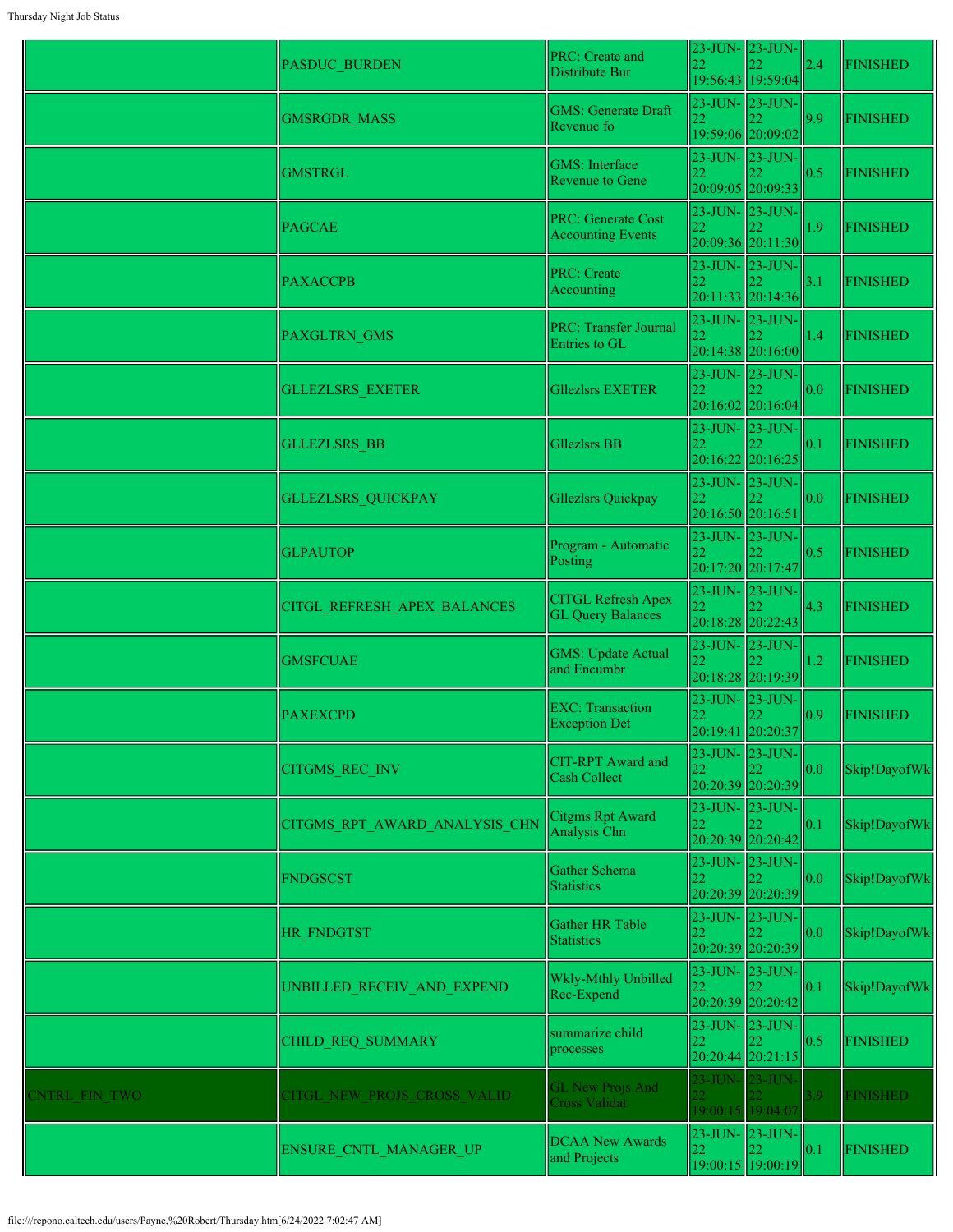| | | | | | | |
|---|---|---|---|---|---|---|
| | PASDUC_BURDEN | PRC: Create and Distribute Bur | 23-JUN-22 19:56:43 | 23-JUN-22 19:59:04 | 2.4 | FINISHED |
| | GMSRGDR_MASS | GMS: Generate Draft Revenue fo | 23-JUN-22 19:59:06 | 23-JUN-22 20:09:02 | 9.9 | FINISHED |
| | GMSTRGL | GMS: Interface Revenue to Gene | 23-JUN-22 20:09:05 | 23-JUN-22 20:09:33 | 0.5 | FINISHED |
| | PAGCAE | PRC: Generate Cost Accounting Events | 23-JUN-22 20:09:36 | 23-JUN-22 20:11:30 | 1.9 | FINISHED |
| | PAXACCPB | PRC: Create Accounting | 23-JUN-22 20:11:33 | 23-JUN-22 20:14:36 | 3.1 | FINISHED |
| | PAXGLTRN_GMS | PRC: Transfer Journal Entries to GL | 23-JUN-22 20:14:38 | 23-JUN-22 20:16:00 | 1.4 | FINISHED |
| | GLLEZLSRS_EXETER | Gllezlsrs EXETER | 23-JUN-22 20:16:02 | 23-JUN-22 20:16:04 | 0.0 | FINISHED |
| | GLLEZLSRS_BB | Gllezlsrs BB | 23-JUN-22 20:16:22 | 23-JUN-22 20:16:25 | 0.1 | FINISHED |
| | GLLEZLSRS_QUICKPAY | Gllezlsrs Quickpay | 23-JUN-22 20:16:50 | 23-JUN-22 20:16:51 | 0.0 | FINISHED |
| | GLPAUTOP | Program - Automatic Posting | 23-JUN-22 20:17:20 | 23-JUN-22 20:17:47 | 0.5 | FINISHED |
| | CITGL_REFRESH_APEX_BALANCES | CITGL Refresh Apex GL Query Balances | 23-JUN-22 20:18:28 | 23-JUN-22 20:22:43 | 4.3 | FINISHED |
| | GMSFCUAE | GMS: Update Actual and Encumbr | 23-JUN-22 20:18:28 | 23-JUN-22 20:19:39 | 1.2 | FINISHED |
| | PAXEXCPD | EXC: Transaction Exception Det | 23-JUN-22 20:19:41 | 23-JUN-22 20:20:37 | 0.9 | FINISHED |
| | CITGMS_REC_INV | CIT-RPT Award and Cash Collect | 23-JUN-22 20:20:39 | 23-JUN-22 20:20:39 | 0.0 | Skip!DayofWk |
| | CITGMS_RPT_AWARD_ANALYSIS_CHN | Citgms Rpt Award Analysis Chn | 23-JUN-22 20:20:39 | 23-JUN-22 20:20:42 | 0.1 | Skip!DayofWk |
| | FNDGSCST | Gather Schema Statistics | 23-JUN-22 20:20:39 | 23-JUN-22 20:20:39 | 0.0 | Skip!DayofWk |
| | HR_FNDGTST | Gather HR Table Statistics | 23-JUN-22 20:20:39 | 23-JUN-22 20:20:39 | 0.0 | Skip!DayofWk |
| | UNBILLED_RECEIV_AND_EXPEND | Wkly-Mthly Unbilled Rec-Expend | 23-JUN-22 20:20:39 | 23-JUN-22 20:20:42 | 0.1 | Skip!DayofWk |
| | CHILD_REQ_SUMMARY | summarize child processes | 23-JUN-22 20:20:44 | 23-JUN-22 20:21:15 | 0.5 | FINISHED |
| CNTRL_FIN_TWO | CITGL_NEW_PROJS_CROSS_VALID | GL New Projs And Cross Validat | 23-JUN-22 19:00:15 | 23-JUN-22 19:04:07 | 3.9 | FINISHED |
| | ENSURE_CNTL_MANAGER_UP | DCAA New Awards and Projects | 23-JUN-22 19:00:15 | 23-JUN-22 19:00:19 | 0.1 | FINISHED |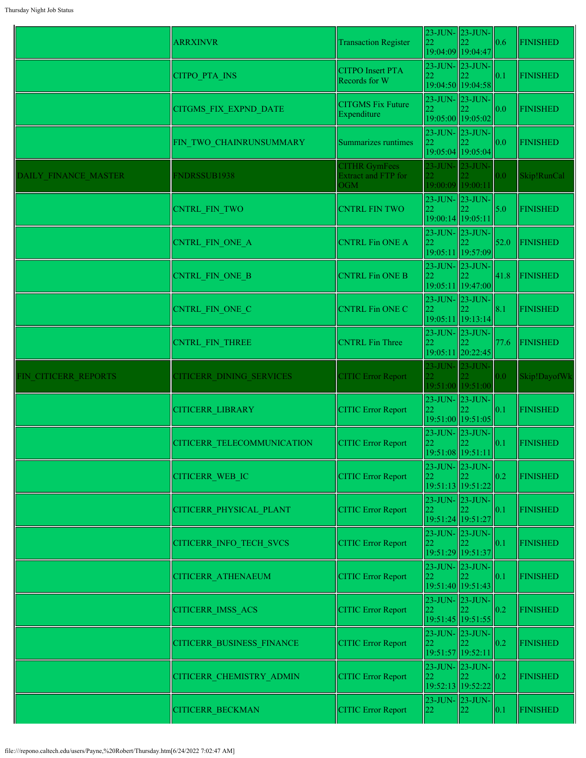| | | | | | | |
|---|---|---|---|---|---|---|
| | ARRXINVR | Transaction Register | 23-JUN-22 19:04:09 | 23-JUN-22 19:04:47 | 0.6 | FINISHED |
| | CITPO_PTA_INS | CITPO Insert PTA Records for W | 23-JUN-22 19:04:50 | 23-JUN-22 19:04:58 | 0.1 | FINISHED |
| | CITGMS_FIX_EXPND_DATE | CITGMS Fix Future Expenditure | 23-JUN-22 19:05:00 | 23-JUN-22 19:05:02 | 0.0 | FINISHED |
| | FIN_TWO_CHAINRUNSUMMARY | Summarizes runtimes | 23-JUN-22 19:05:04 | 23-JUN-22 19:05:04 | 0.0 | FINISHED |
| DAILY_FINANCE_MASTER | FNDRSSUB1938 | CITHR GymFees Extract and FTP for OGM | 23-JUN-22 19:00:09 | 23-JUN-22 19:00:11 | 0.0 | Skip!RunCal |
| | CNTRL_FIN_TWO | CNTRL FIN TWO | 23-JUN-22 19:00:14 | 23-JUN-22 19:05:11 | 5.0 | FINISHED |
| | CNTRL_FIN_ONE_A | CNTRL Fin ONE A | 23-JUN-22 19:05:11 | 23-JUN-22 19:57:09 | 52.0 | FINISHED |
| | CNTRL_FIN_ONE_B | CNTRL Fin ONE B | 23-JUN-22 19:05:11 | 23-JUN-22 19:47:00 | 41.8 | FINISHED |
| | CNTRL_FIN_ONE_C | CNTRL Fin ONE C | 23-JUN-22 19:05:11 | 23-JUN-22 19:13:14 | 8.1 | FINISHED |
| | CNTRL_FIN_THREE | CNTRL Fin Three | 23-JUN-22 19:05:11 | 23-JUN-22 20:22:45 | 77.6 | FINISHED |
| FIN_CITICERR_REPORTS | CITICERR_DINING_SERVICES | CITIC Error Report | 23-JUN-22 19:51:00 | 23-JUN-22 19:51:00 | 0.0 | Skip!DayofWk |
| | CITICERR_LIBRARY | CITIC Error Report | 23-JUN-22 19:51:00 | 23-JUN-22 19:51:05 | 0.1 | FINISHED |
| | CITICERR_TELECOMMUNICATION | CITIC Error Report | 23-JUN-22 19:51:08 | 23-JUN-22 19:51:11 | 0.1 | FINISHED |
| | CITICERR_WEB_IC | CITIC Error Report | 23-JUN-22 19:51:13 | 23-JUN-22 19:51:22 | 0.2 | FINISHED |
| | CITICERR_PHYSICAL_PLANT | CITIC Error Report | 23-JUN-22 19:51:24 | 23-JUN-22 19:51:27 | 0.1 | FINISHED |
| | CITICERR_INFO_TECH_SVCS | CITIC Error Report | 23-JUN-22 19:51:29 | 23-JUN-22 19:51:37 | 0.1 | FINISHED |
| | CITICERR_ATHENAEUM | CITIC Error Report | 23-JUN-22 19:51:40 | 23-JUN-22 19:51:43 | 0.1 | FINISHED |
| | CITICERR_IMSS_ACS | CITIC Error Report | 23-JUN-22 19:51:45 | 23-JUN-22 19:51:55 | 0.2 | FINISHED |
| | CITICERR_BUSINESS_FINANCE | CITIC Error Report | 23-JUN-22 19:51:57 | 23-JUN-22 19:52:11 | 0.2 | FINISHED |
| | CITICERR_CHEMISTRY_ADMIN | CITIC Error Report | 23-JUN-22 19:52:13 | 23-JUN-22 19:52:22 | 0.2 | FINISHED |
| | CITICERR_BECKMAN | CITIC Error Report | 23-JUN-22 | 23-JUN-22 | 0.1 | FINISHED |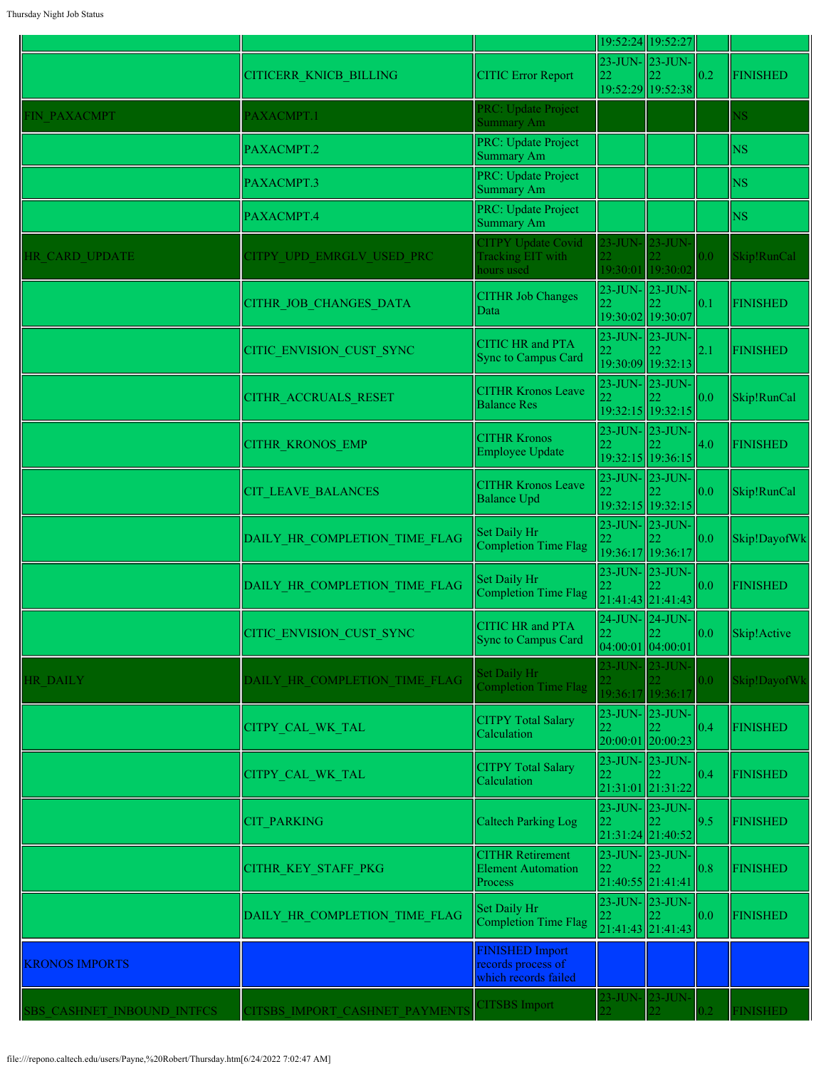| | | | | | | |
|---|---|---|---|---|---|---|
| | | | 19:52:24 | 19:52:27 | | |
| | CITICERR_KNICB_BILLING | CITIC Error Report | 23-JUN-22 19:52:29 | 23-JUN-22 19:52:38 | 0.2 | FINISHED |
| FIN_PAXACMPT | PAXACMPT.1 | PRC: Update Project Summary Am | | | | NS |
| | PAXACMPT.2 | PRC: Update Project Summary Am | | | | NS |
| | PAXACMPT.3 | PRC: Update Project Summary Am | | | | NS |
| | PAXACMPT.4 | PRC: Update Project Summary Am | | | | NS |
| HR_CARD_UPDATE | CITPY_UPD_EMRGLV_USED_PRC | CITPY Update Covid Tracking EIT with hours used | 23-JUN-22 19:30:01 | 23-JUN-22 19:30:02 | 0.0 | Skip!RunCal |
| | CITHR_JOB_CHANGES_DATA | CITHR Job Changes Data | 23-JUN-22 19:30:02 | 23-JUN-22 19:30:07 | 0.1 | FINISHED |
| | CITIC_ENVISION_CUST_SYNC | CITIC HR and PTA Sync to Campus Card | 23-JUN-22 19:30:09 | 23-JUN-22 19:32:13 | 2.1 | FINISHED |
| | CITHR_ACCRUALS_RESET | CITHR Kronos Leave Balance Res | 23-JUN-22 19:32:15 | 23-JUN-22 19:32:15 | 0.0 | Skip!RunCal |
| | CITHR_KRONOS_EMP | CITHR Kronos Employee Update | 23-JUN-22 19:32:15 | 23-JUN-22 19:36:15 | 4.0 | FINISHED |
| | CIT_LEAVE_BALANCES | CITHR Kronos Leave Balance Upd | 23-JUN-22 19:32:15 | 23-JUN-22 19:32:15 | 0.0 | Skip!RunCal |
| | DAILY_HR_COMPLETION_TIME_FLAG | Set Daily Hr Completion Time Flag | 23-JUN-22 19:36:17 | 23-JUN-22 19:36:17 | 0.0 | Skip!DayofWk |
| | DAILY_HR_COMPLETION_TIME_FLAG | Set Daily Hr Completion Time Flag | 23-JUN-22 21:41:43 | 23-JUN-22 21:41:43 | 0.0 | FINISHED |
| | CITIC_ENVISION_CUST_SYNC | CITIC HR and PTA Sync to Campus Card | 24-JUN-22 04:00:01 | 24-JUN-22 04:00:01 | 0.0 | Skip!Active |
| HR_DAILY | DAILY_HR_COMPLETION_TIME_FLAG | Set Daily Hr Completion Time Flag | 23-JUN-22 19:36:17 | 23-JUN-22 19:36:17 | 0.0 | Skip!DayofWk |
| | CITPY_CAL_WK_TAL | CITPY Total Salary Calculation | 23-JUN-22 20:00:01 | 23-JUN-22 20:00:23 | 0.4 | FINISHED |
| | CITPY_CAL_WK_TAL | CITPY Total Salary Calculation | 23-JUN-22 21:31:01 | 23-JUN-22 21:31:22 | 0.4 | FINISHED |
| | CIT_PARKING | Caltech Parking Log | 23-JUN-22 21:31:24 | 23-JUN-22 21:40:52 | 9.5 | FINISHED |
| | CITHR_KEY_STAFF_PKG | CITHR Retirement Element Automation Process | 23-JUN-22 21:40:55 | 23-JUN-22 21:41:41 | 0.8 | FINISHED |
| | DAILY_HR_COMPLETION_TIME_FLAG | Set Daily Hr Completion Time Flag | 23-JUN-22 21:41:43 | 23-JUN-22 21:41:43 | 0.0 | FINISHED |
| KRONOS IMPORTS | | FINISHED Import records process of which records failed | | | | |
| SBS_CASHNET_INBOUND_INTFCS | CITSBS_IMPORT_CASHNET_PAYMENTS | CITSBS Import | 23-JUN-22 | 23-JUN-22 | 0.2 | FINISHED |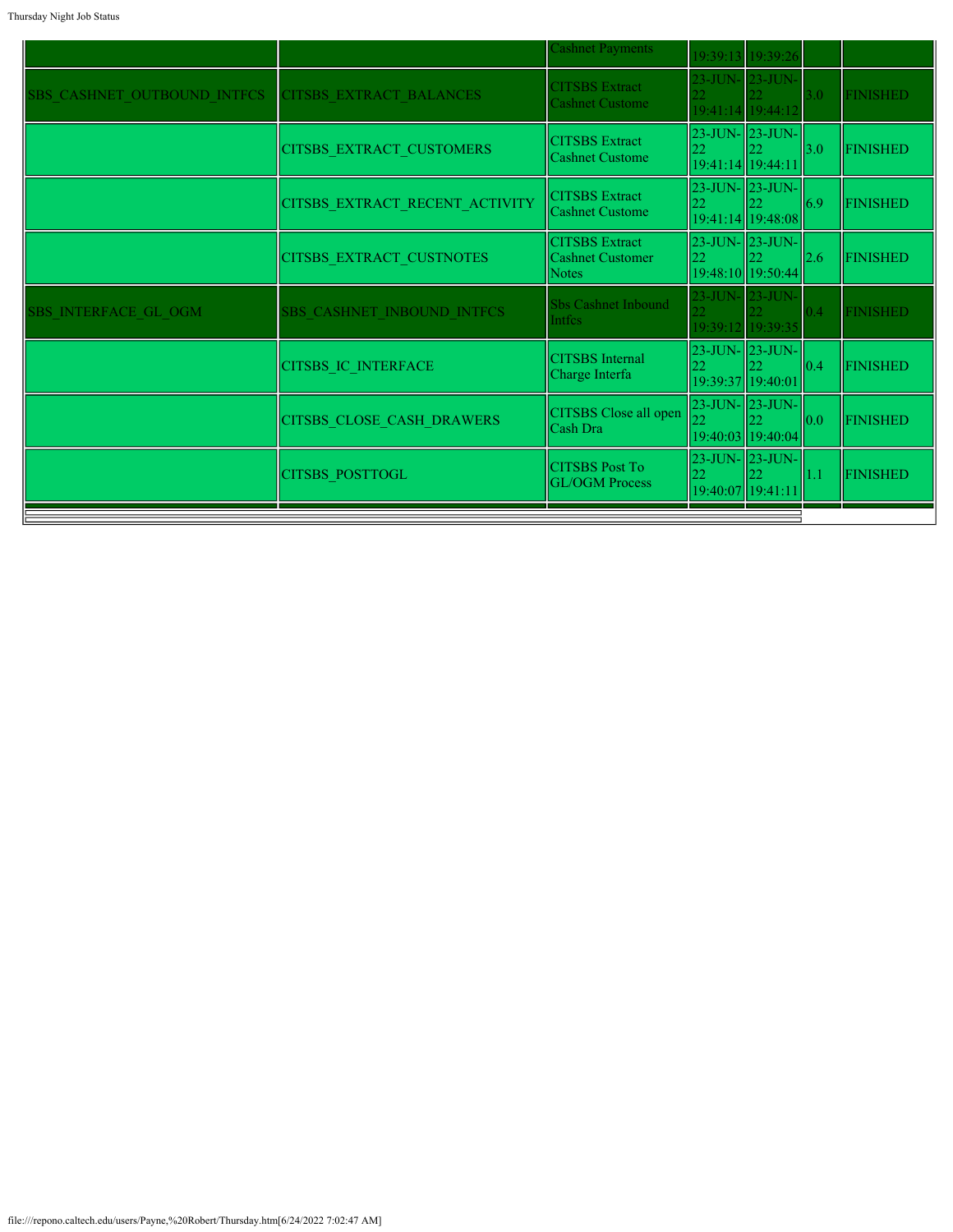| | | | | | | |
|---|---|---|---|---|---|---|
| | | Cashnet Payments | 19:39:13 | 19:39:26 | | |
| SBS_CASHNET_OUTBOUND_INTFCS | CITSBS_EXTRACT_BALANCES | CITSBS Extract Cashnet Custome | 23-JUN-22 19:41:14 | 23-JUN-22 19:44:12 | 3.0 | FINISHED |
| | CITSBS_EXTRACT_CUSTOMERS | CITSBS Extract Cashnet Custome | 23-JUN-22 19:41:14 | 23-JUN-22 19:44:11 | 3.0 | FINISHED |
| | CITSBS_EXTRACT_RECENT_ACTIVITY | CITSBS Extract Cashnet Custome | 23-JUN-22 19:41:14 | 23-JUN-22 19:48:08 | 6.9 | FINISHED |
| | CITSBS_EXTRACT_CUSTNOTES | CITSBS Extract Cashnet Customer Notes | 23-JUN-22 19:48:10 | 23-JUN-22 19:50:44 | 2.6 | FINISHED |
| SBS_INTERFACE_GL_OGM | SBS_CASHNET_INBOUND_INTFCS | Sbs Cashnet Inbound Intfcs | 23-JUN-22 19:39:12 | 23-JUN-22 19:39:35 | 0.4 | FINISHED |
| | CITSBS_IC_INTERFACE | CITSBS Internal Charge Interfa | 23-JUN-22 19:39:37 | 23-JUN-22 19:40:01 | 0.4 | FINISHED |
| | CITSBS_CLOSE_CASH_DRAWERS | CITSBS Close all open Cash Dra | 23-JUN-22 19:40:03 | 23-JUN-22 19:40:04 | 0.0 | FINISHED |
| | CITSBS_POSTTOGL | CITSBS Post To GL/OGM Process | 23-JUN-22 19:40:07 | 23-JUN-22 19:41:11 | 1.1 | FINISHED |